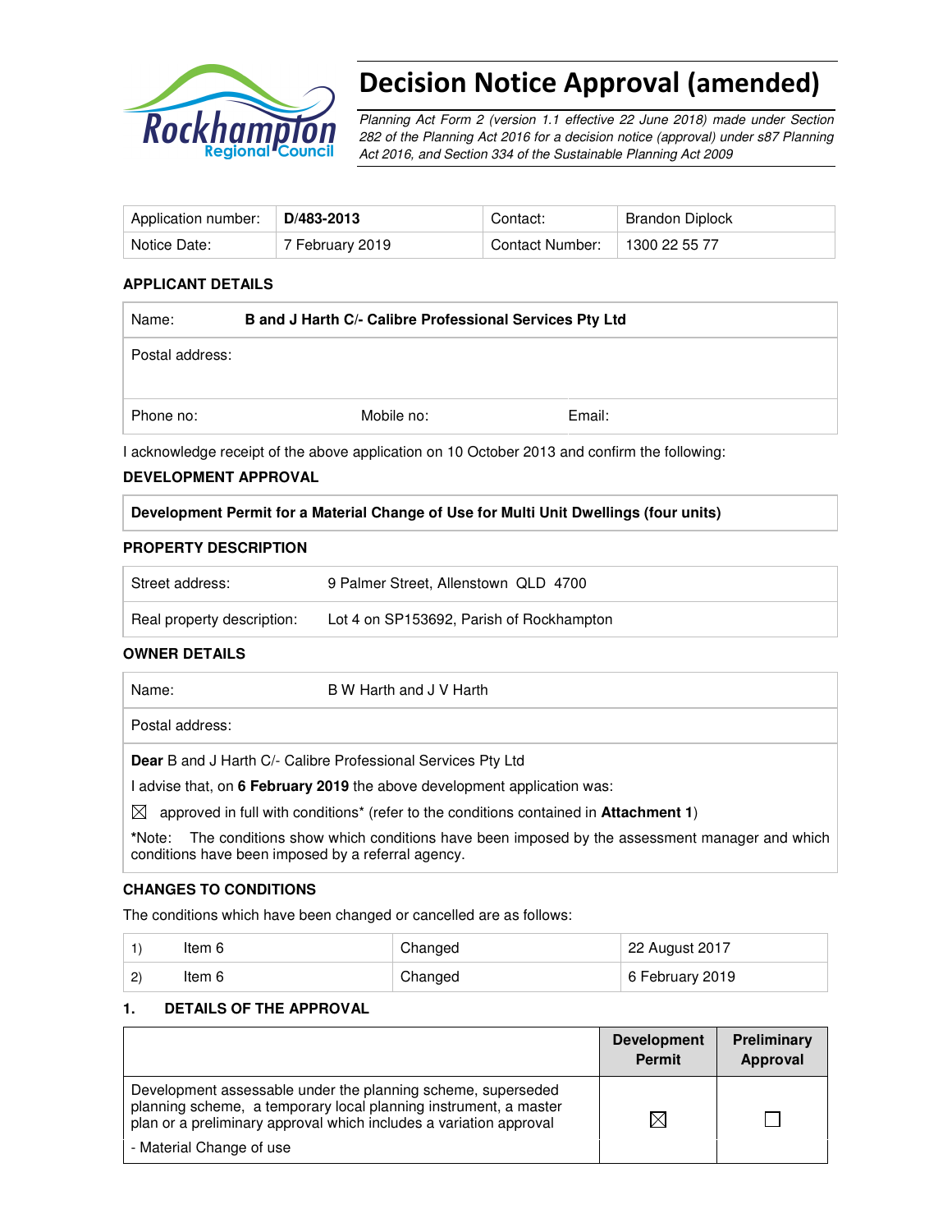# Decision Notice Approval (amended)

*Planning Act Form 2 (version 1.1 effective 22 June 2018) made under Section 282 of the Planning Act 2016 for a decision notice (approval) under s87 Planning Act 2016, and Section 334 of the Sustainable Planning Act 2009*

| Application number: | **D/483-2013** | Contact: | Brandon Diplock |
|---|---|---|---|
| Notice Date: | 7 February 2019 | Contact Number: | 1300 22 55 77 |

### APPLICANT DETAILS

| Name: | **B and J Harth C/- Calibre Professional Services Pty Ltd** | |
|---|---|---|
| Postal address: | | |
| Phone no: | Mobile no: | Email: |

I acknowledge receipt of the above application on 10 October 2013 and confirm the following:

### DEVELOPMENT APPROVAL

| **Development Permit for a Material Change of Use for Multi Unit Dwellings (four units)** |
|---|

### PROPERTY DESCRIPTION

| Street address: | 9 Palmer Street, Allenstown QLD 4700 |
|---|---|
| Real property description: | Lot 4 on SP153692, Parish of Rockhampton |

### OWNER DETAILS

| Name: | B W Harth and J V Harth |
|---|---|
| Postal address: | |

**Dear** B and J Harth C/- Calibre Professional Services Pty Ltd

I advise that, on **6 February 2019** the above development application was:

☒ approved in full with conditions* (refer to the conditions contained in **Attachment 1**)

***Note:** The conditions show which conditions have been imposed by the assessment manager and which conditions have been imposed by a referral agency.

### CHANGES TO CONDITIONS

The conditions which have been changed or cancelled are as follows:

| | | | |
|---|---|---|---|
| 1) | Item 6 | Changed | 22 August 2017 |
| 2) | Item 6 | Changed | 6 February 2019 |

### 1. DETAILS OF THE APPROVAL

| | Development Permit | Preliminary Approval |
|---|---|---|
| Development assessable under the planning scheme, superseded planning scheme, a temporary local planning instrument, a master plan or a preliminary approval which includes a variation approval<br>- Material Change of use | ☒ | ☐ |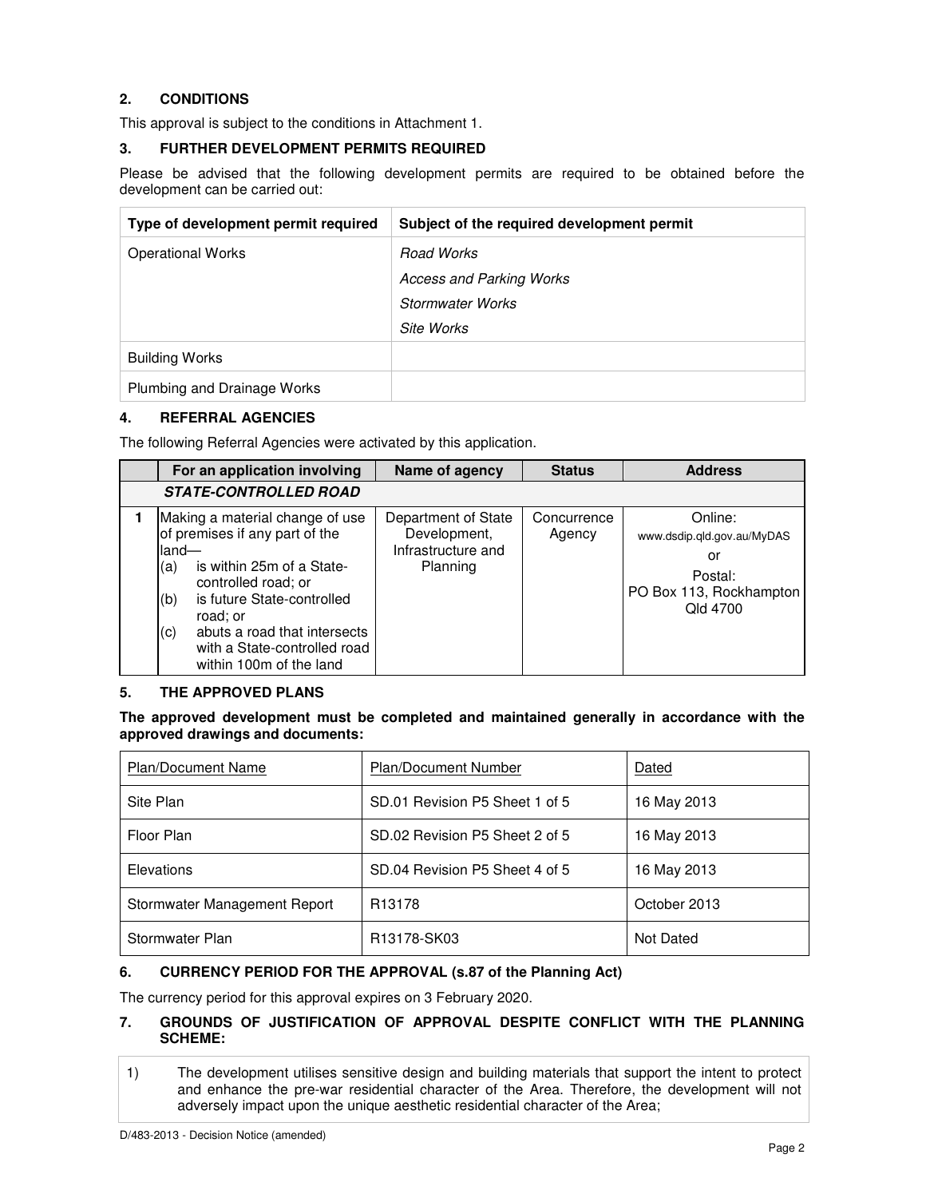## 2. CONDITIONS

This approval is subject to the conditions in Attachment 1.

## 3. FURTHER DEVELOPMENT PERMITS REQUIRED

Please be advised that the following development permits are required to be obtained before the development can be carried out:

| Type of development permit required | Subject of the required development permit |
|---|---|
| Operational Works | *Road Works*<br>*Access and Parking Works*<br>*Stormwater Works*<br>*Site Works* |
| Building Works | |
| Plumbing and Drainage Works | |

## 4. REFERRAL AGENCIES

The following Referral Agencies were activated by this application.

| | For an application involving | Name of agency | Status | Address |
|---|---|---|---|---|
| | ***STATE-CONTROLLED ROAD*** | | | |
| 1 | Making a material change of use of premises if any part of the land—<br>(a) is within 25m of a State-controlled road; or<br>(b) is future State-controlled road; or<br>(c) abuts a road that intersects with a State-controlled road within 100m of the land | Department of State Development, Infrastructure and Planning | Concurrence Agency | Online:<br>www.dsdip.qld.gov.au/MyDAS<br>or<br>Postal:<br>PO Box 113, Rockhampton Qld 4700 |

## 5. THE APPROVED PLANS

**The approved development must be completed and maintained generally in accordance with the approved drawings and documents:**

| Plan/Document Name | Plan/Document Number | Dated |
|---|---|---|
| Site Plan | SD.01 Revision P5 Sheet 1 of 5 | 16 May 2013 |
| Floor Plan | SD.02 Revision P5 Sheet 2 of 5 | 16 May 2013 |
| Elevations | SD.04 Revision P5 Sheet 4 of 5 | 16 May 2013 |
| Stormwater Management Report | R13178 | October 2013 |
| Stormwater Plan | R13178-SK03 | Not Dated |

## 6. CURRENCY PERIOD FOR THE APPROVAL (s.87 of the Planning Act)

The currency period for this approval expires on 3 February 2020.

## 7. GROUNDS OF JUSTIFICATION OF APPROVAL DESPITE CONFLICT WITH THE PLANNING SCHEME:

1) The development utilises sensitive design and building materials that support the intent to protect and enhance the pre-war residential character of the Area. Therefore, the development will not adversely impact upon the unique aesthetic residential character of the Area;

D/483-2013 - Decision Notice (amended)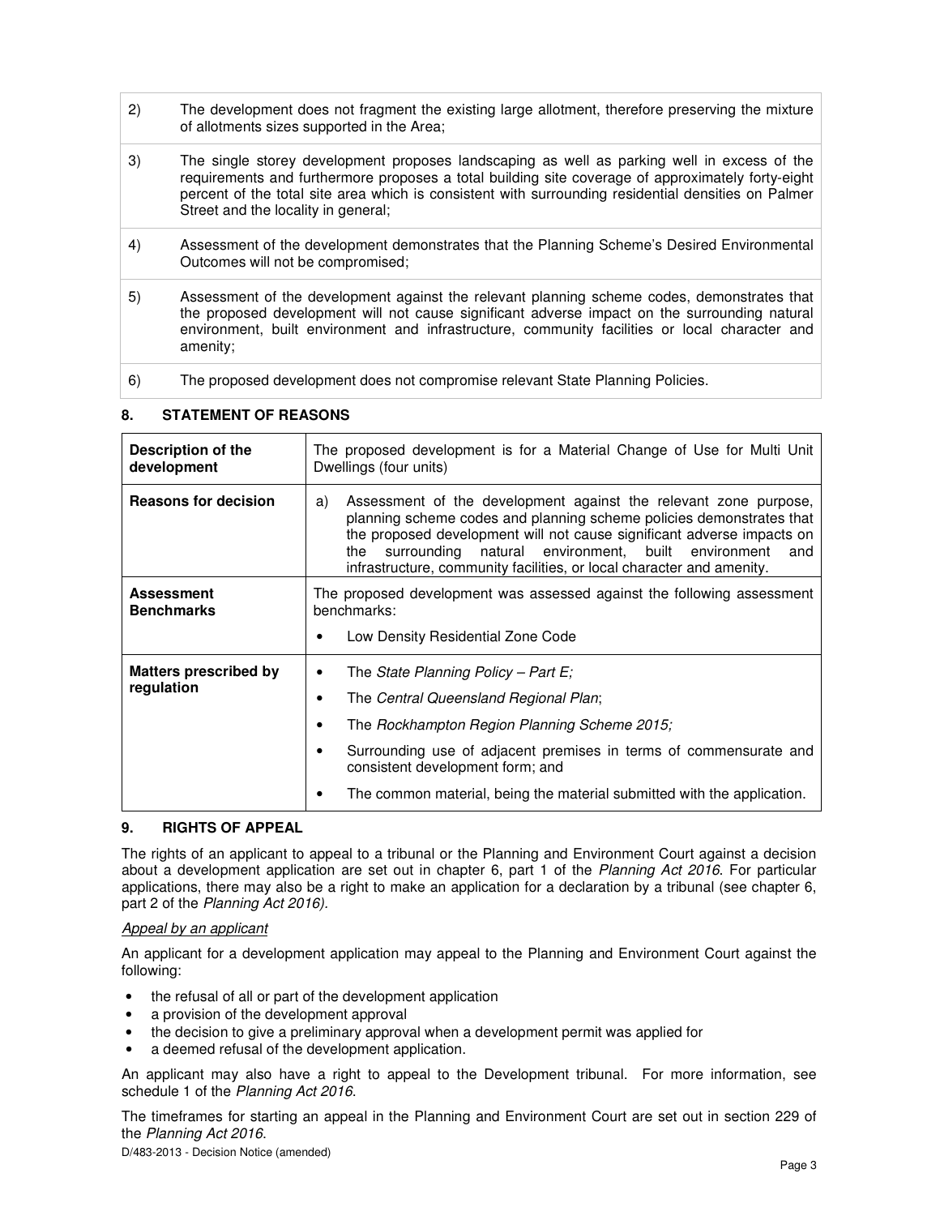| | |
|---|---|
| 2) | The development does not fragment the existing large allotment, therefore preserving the mixture of allotments sizes supported in the Area; |
| 3) | The single storey development proposes landscaping as well as parking well in excess of the requirements and furthermore proposes a total building site coverage of approximately forty-eight percent of the total site area which is consistent with surrounding residential densities on Palmer Street and the locality in general; |
| 4) | Assessment of the development demonstrates that the Planning Scheme's Desired Environmental Outcomes will not be compromised; |
| 5) | Assessment of the development against the relevant planning scheme codes, demonstrates that the proposed development will not cause significant adverse impact on the surrounding natural environment, built environment and infrastructure, community facilities or local character and amenity; |
| 6) | The proposed development does not compromise relevant State Planning Policies. |

## 8. STATEMENT OF REASONS

| | |
|---|---|
| **Description of the development** | The proposed development is for a Material Change of Use for Multi Unit Dwellings (four units) |
| **Reasons for decision** | a) Assessment of the development against the relevant zone purpose, planning scheme codes and planning scheme policies demonstrates that the proposed development will not cause significant adverse impacts on the surrounding natural environment, built environment and infrastructure, community facilities, or local character and amenity. |
| **Assessment Benchmarks** | The proposed development was assessed against the following assessment benchmarks:<br>• Low Density Residential Zone Code |
| **Matters prescribed by regulation** | • The *State Planning Policy – Part E;*<br>• The *Central Queensland Regional Plan*;<br>• The *Rockhampton Region Planning Scheme 2015;*<br>• Surrounding use of adjacent premises in terms of commensurate and consistent development form; and<br>• The common material, being the material submitted with the application. |

## 9. RIGHTS OF APPEAL

The rights of an applicant to appeal to a tribunal or the Planning and Environment Court against a decision about a development application are set out in chapter 6, part 1 of the *Planning Act 2016*. For particular applications, there may also be a right to make an application for a declaration by a tribunal (see chapter 6, part 2 of the *Planning Act 2016).*

*Appeal by an applicant*

An applicant for a development application may appeal to the Planning and Environment Court against the following:

- the refusal of all or part of the development application
- a provision of the development approval
- the decision to give a preliminary approval when a development permit was applied for
- a deemed refusal of the development application.

An applicant may also have a right to appeal to the Development tribunal. For more information, see schedule 1 of the *Planning Act 2016*.

The timeframes for starting an appeal in the Planning and Environment Court are set out in section 229 of the *Planning Act 2016*.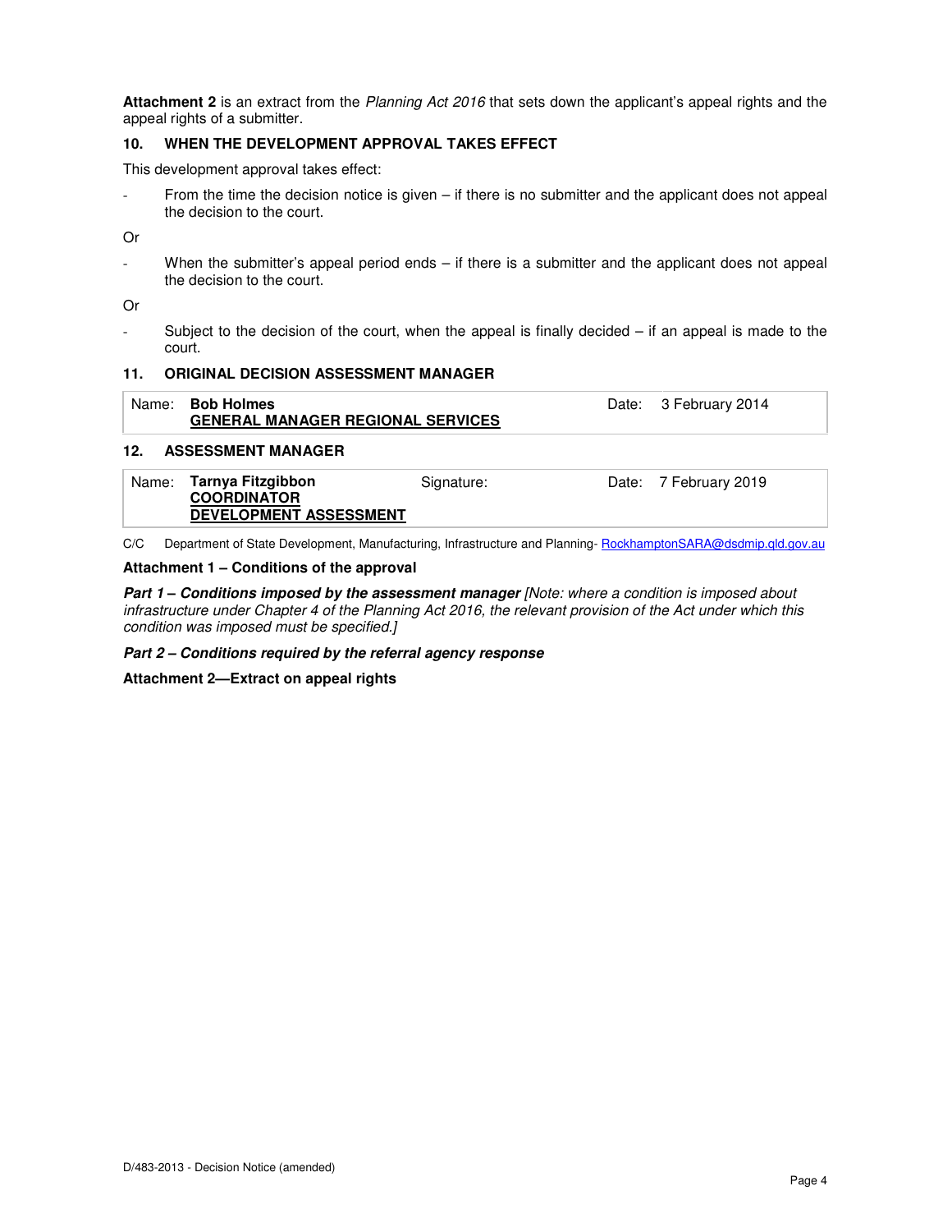**Attachment 2** is an extract from the *Planning Act 2016* that sets down the applicant's appeal rights and the appeal rights of a submitter.

### 10. WHEN THE DEVELOPMENT APPROVAL TAKES EFFECT

This development approval takes effect:

- From the time the decision notice is given – if there is no submitter and the applicant does not appeal the decision to the court.

Or

- When the submitter's appeal period ends – if there is a submitter and the applicant does not appeal the decision to the court.

Or

- Subject to the decision of the court, when the appeal is finally decided – if an appeal is made to the court.

### 11. ORIGINAL DECISION ASSESSMENT MANAGER

| Name: | **Bob Holmes**<br>**GENERAL MANAGER REGIONAL SERVICES** | Date: | 3 February 2014 |
|---|---|---|---|

### 12. ASSESSMENT MANAGER

| Name: | **Tarnya Fitzgibbon**<br>**COORDINATOR**<br>**DEVELOPMENT ASSESSMENT** | Signature: | Date: | 7 February 2019 |
|---|---|---|---|---|

C/C Department of State Development, Manufacturing, Infrastructure and Planning- RockhamptonSARA@dsdmip.qld.gov.au

**Attachment 1 – Conditions of the approval**

***Part 1 – Conditions imposed by the assessment manager*** *[Note: where a condition is imposed about infrastructure under Chapter 4 of the Planning Act 2016, the relevant provision of the Act under which this condition was imposed must be specified.]*

***Part 2 – Conditions required by the referral agency response***

**Attachment 2—Extract on appeal rights**

D/483-2013 - Decision Notice (amended)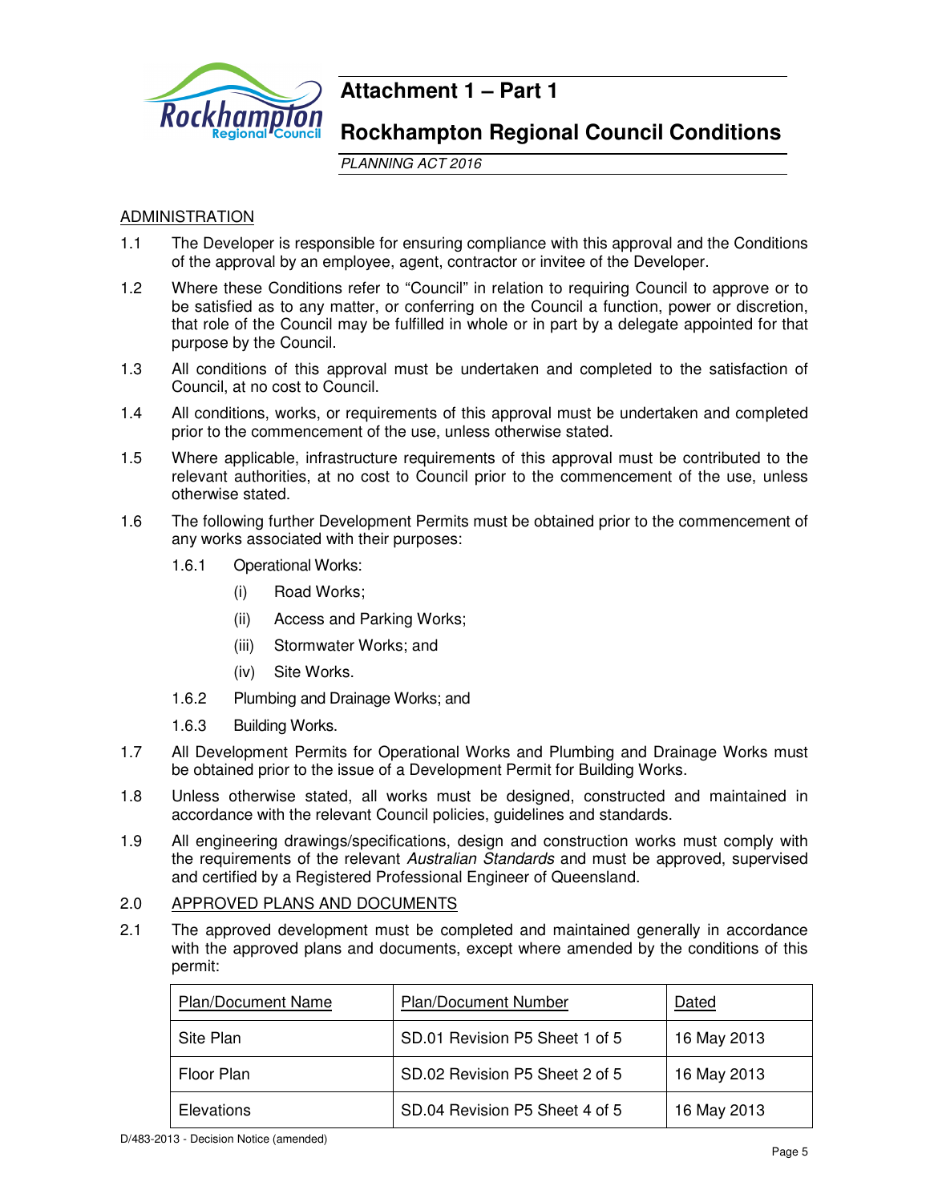# Attachment 1 – Part 1

## Rockhampton Regional Council Conditions

*PLANNING ACT 2016*

ADMINISTRATION

1.1 The Developer is responsible for ensuring compliance with this approval and the Conditions of the approval by an employee, agent, contractor or invitee of the Developer.

1.2 Where these Conditions refer to "Council" in relation to requiring Council to approve or to be satisfied as to any matter, or conferring on the Council a function, power or discretion, that role of the Council may be fulfilled in whole or in part by a delegate appointed for that purpose by the Council.

1.3 All conditions of this approval must be undertaken and completed to the satisfaction of Council, at no cost to Council.

1.4 All conditions, works, or requirements of this approval must be undertaken and completed prior to the commencement of the use, unless otherwise stated.

1.5 Where applicable, infrastructure requirements of this approval must be contributed to the relevant authorities, at no cost to Council prior to the commencement of the use, unless otherwise stated.

1.6 The following further Development Permits must be obtained prior to the commencement of any works associated with their purposes:

1.6.1 Operational Works:

(i) Road Works;

(ii) Access and Parking Works;

(iii) Stormwater Works; and

(iv) Site Works.

1.6.2 Plumbing and Drainage Works; and

1.6.3 Building Works.

1.7 All Development Permits for Operational Works and Plumbing and Drainage Works must be obtained prior to the issue of a Development Permit for Building Works.

1.8 Unless otherwise stated, all works must be designed, constructed and maintained in accordance with the relevant Council policies, guidelines and standards.

1.9 All engineering drawings/specifications, design and construction works must comply with the requirements of the relevant *Australian Standards* and must be approved, supervised and certified by a Registered Professional Engineer of Queensland.

2.0 APPROVED PLANS AND DOCUMENTS

2.1 The approved development must be completed and maintained generally in accordance with the approved plans and documents, except where amended by the conditions of this permit:

| Plan/Document Name | Plan/Document Number | Dated |
|---|---|---|
| Site Plan | SD.01 Revision P5 Sheet 1 of 5 | 16 May 2013 |
| Floor Plan | SD.02 Revision P5 Sheet 2 of 5 | 16 May 2013 |
| Elevations | SD.04 Revision P5 Sheet 4 of 5 | 16 May 2013 |

D/483-2013 - Decision Notice (amended)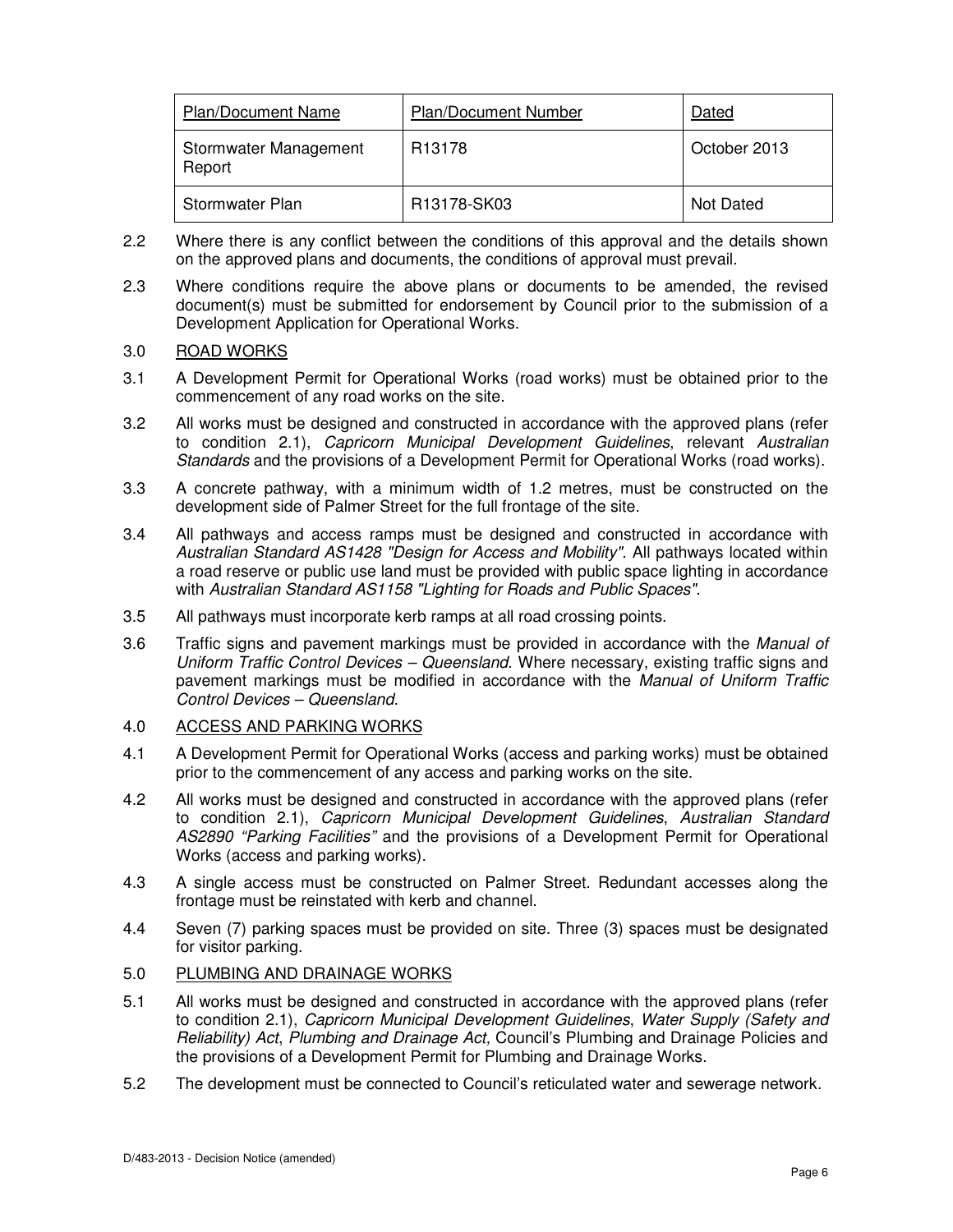| Plan/Document Name | Plan/Document Number | Dated |
| --- | --- | --- |
| Stormwater Management Report | R13178 | October 2013 |
| Stormwater Plan | R13178-SK03 | Not Dated |

2.2 Where there is any conflict between the conditions of this approval and the details shown on the approved plans and documents, the conditions of approval must prevail.

2.3 Where conditions require the above plans or documents to be amended, the revised document(s) must be submitted for endorsement by Council prior to the submission of a Development Application for Operational Works.

3.0 ROAD WORKS

3.1 A Development Permit for Operational Works (road works) must be obtained prior to the commencement of any road works on the site.

3.2 All works must be designed and constructed in accordance with the approved plans (refer to condition 2.1), *Capricorn Municipal Development Guidelines*, relevant *Australian Standards* and the provisions of a Development Permit for Operational Works (road works).

3.3 A concrete pathway, with a minimum width of 1.2 metres, must be constructed on the development side of Palmer Street for the full frontage of the site.

3.4 All pathways and access ramps must be designed and constructed in accordance with *Australian Standard AS1428 "Design for Access and Mobility"*. All pathways located within a road reserve or public use land must be provided with public space lighting in accordance with *Australian Standard AS1158 "Lighting for Roads and Public Spaces"*.

3.5 All pathways must incorporate kerb ramps at all road crossing points.

3.6 Traffic signs and pavement markings must be provided in accordance with the *Manual of Uniform Traffic Control Devices – Queensland*. Where necessary, existing traffic signs and pavement markings must be modified in accordance with the *Manual of Uniform Traffic Control Devices – Queensland*.

4.0 ACCESS AND PARKING WORKS

4.1 A Development Permit for Operational Works (access and parking works) must be obtained prior to the commencement of any access and parking works on the site.

4.2 All works must be designed and constructed in accordance with the approved plans (refer to condition 2.1), *Capricorn Municipal Development Guidelines*, *Australian Standard AS2890 "Parking Facilities"* and the provisions of a Development Permit for Operational Works (access and parking works).

4.3 A single access must be constructed on Palmer Street. Redundant accesses along the frontage must be reinstated with kerb and channel.

4.4 Seven (7) parking spaces must be provided on site. Three (3) spaces must be designated for visitor parking.

5.0 PLUMBING AND DRAINAGE WORKS

5.1 All works must be designed and constructed in accordance with the approved plans (refer to condition 2.1), *Capricorn Municipal Development Guidelines*, *Water Supply (Safety and Reliability) Act*, *Plumbing and Drainage Act,* Council's Plumbing and Drainage Policies and the provisions of a Development Permit for Plumbing and Drainage Works.

5.2 The development must be connected to Council's reticulated water and sewerage network.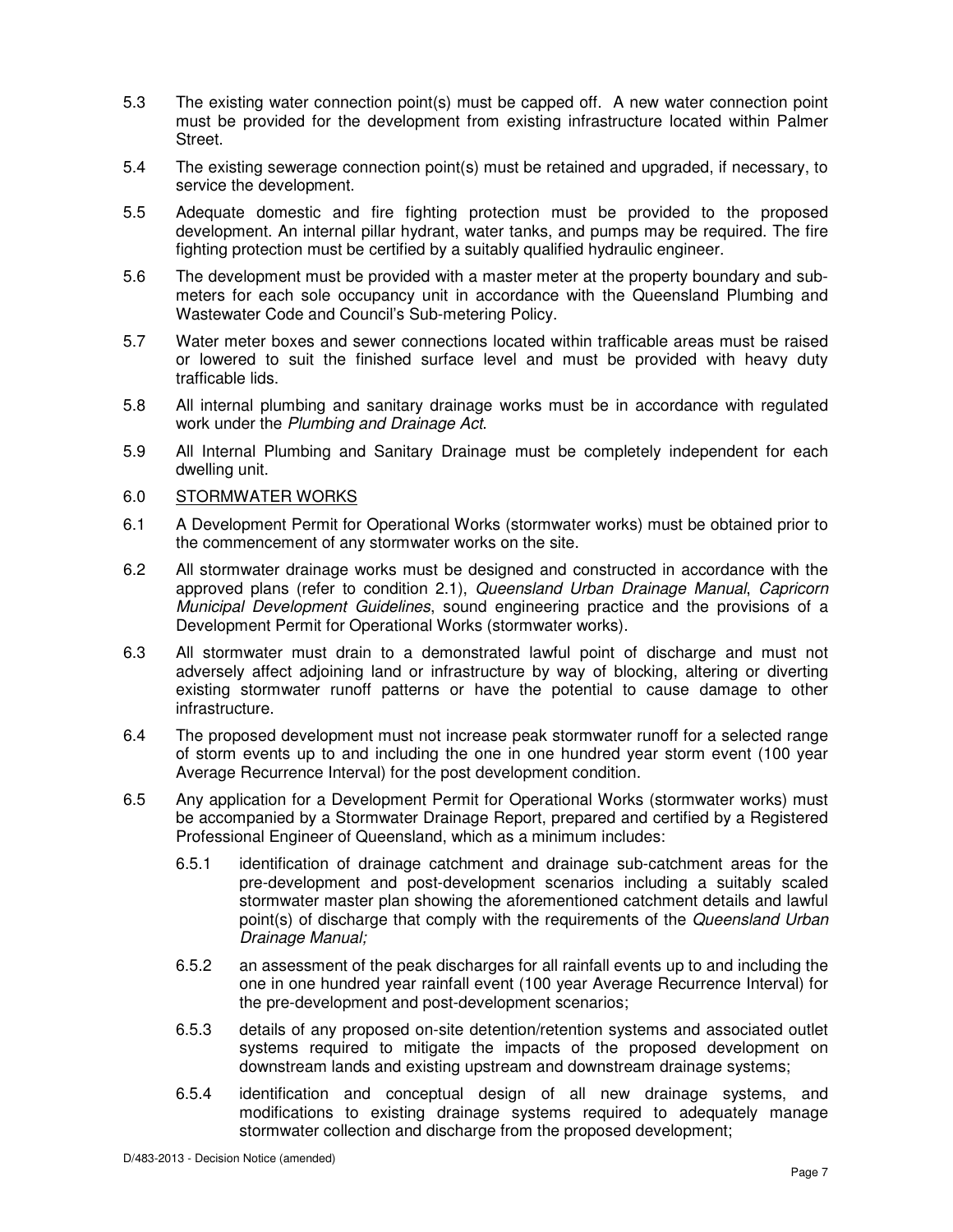5.3 The existing water connection point(s) must be capped off. A new water connection point must be provided for the development from existing infrastructure located within Palmer Street.

5.4 The existing sewerage connection point(s) must be retained and upgraded, if necessary, to service the development.

5.5 Adequate domestic and fire fighting protection must be provided to the proposed development. An internal pillar hydrant, water tanks, and pumps may be required. The fire fighting protection must be certified by a suitably qualified hydraulic engineer.

5.6 The development must be provided with a master meter at the property boundary and sub-meters for each sole occupancy unit in accordance with the Queensland Plumbing and Wastewater Code and Council's Sub-metering Policy.

5.7 Water meter boxes and sewer connections located within trafficable areas must be raised or lowered to suit the finished surface level and must be provided with heavy duty trafficable lids.

5.8 All internal plumbing and sanitary drainage works must be in accordance with regulated work under the *Plumbing and Drainage Act*.

5.9 All Internal Plumbing and Sanitary Drainage must be completely independent for each dwelling unit.

6.0 <u>STORMWATER WORKS</u>

6.1 A Development Permit for Operational Works (stormwater works) must be obtained prior to the commencement of any stormwater works on the site.

6.2 All stormwater drainage works must be designed and constructed in accordance with the approved plans (refer to condition 2.1), *Queensland Urban Drainage Manual*, *Capricorn Municipal Development Guidelines*, sound engineering practice and the provisions of a Development Permit for Operational Works (stormwater works).

6.3 All stormwater must drain to a demonstrated lawful point of discharge and must not adversely affect adjoining land or infrastructure by way of blocking, altering or diverting existing stormwater runoff patterns or have the potential to cause damage to other infrastructure.

6.4 The proposed development must not increase peak stormwater runoff for a selected range of storm events up to and including the one in one hundred year storm event (100 year Average Recurrence Interval) for the post development condition.

6.5 Any application for a Development Permit for Operational Works (stormwater works) must be accompanied by a Stormwater Drainage Report, prepared and certified by a Registered Professional Engineer of Queensland, which as a minimum includes:

6.5.1 identification of drainage catchment and drainage sub-catchment areas for the pre-development and post-development scenarios including a suitably scaled stormwater master plan showing the aforementioned catchment details and lawful point(s) of discharge that comply with the requirements of the *Queensland Urban Drainage Manual;*

6.5.2 an assessment of the peak discharges for all rainfall events up to and including the one in one hundred year rainfall event (100 year Average Recurrence Interval) for the pre-development and post-development scenarios;

6.5.3 details of any proposed on-site detention/retention systems and associated outlet systems required to mitigate the impacts of the proposed development on downstream lands and existing upstream and downstream drainage systems;

6.5.4 identification and conceptual design of all new drainage systems, and modifications to existing drainage systems required to adequately manage stormwater collection and discharge from the proposed development;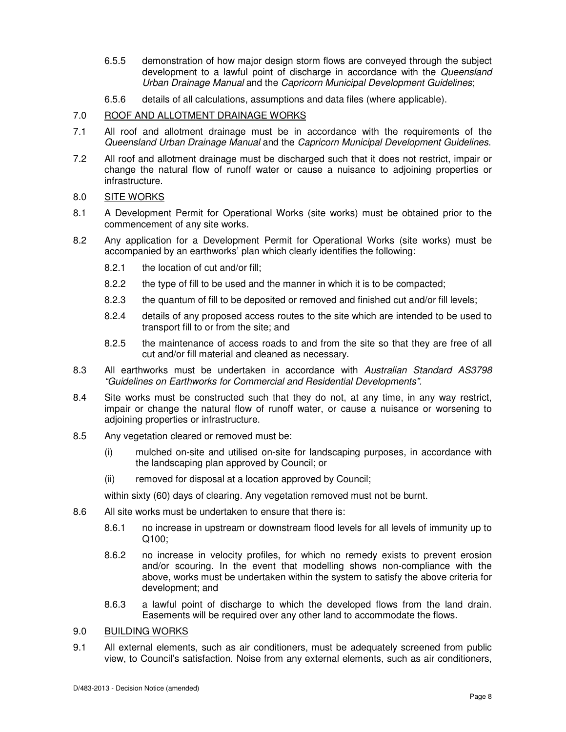6.5.5 demonstration of how major design storm flows are conveyed through the subject development to a lawful point of discharge in accordance with the *Queensland Urban Drainage Manual* and the *Capricorn Municipal Development Guidelines*;

6.5.6 details of all calculations, assumptions and data files (where applicable).

7.0 <u>ROOF AND ALLOTMENT DRAINAGE WORKS</u>

7.1 All roof and allotment drainage must be in accordance with the requirements of the *Queensland Urban Drainage Manual* and the *Capricorn Municipal Development Guidelines*.

7.2 All roof and allotment drainage must be discharged such that it does not restrict, impair or change the natural flow of runoff water or cause a nuisance to adjoining properties or infrastructure.

8.0 <u>SITE WORKS</u>

8.1 A Development Permit for Operational Works (site works) must be obtained prior to the commencement of any site works.

8.2 Any application for a Development Permit for Operational Works (site works) must be accompanied by an earthworks' plan which clearly identifies the following:

8.2.1 the location of cut and/or fill;

8.2.2 the type of fill to be used and the manner in which it is to be compacted;

8.2.3 the quantum of fill to be deposited or removed and finished cut and/or fill levels;

8.2.4 details of any proposed access routes to the site which are intended to be used to transport fill to or from the site; and

8.2.5 the maintenance of access roads to and from the site so that they are free of all cut and/or fill material and cleaned as necessary.

8.3 All earthworks must be undertaken in accordance with *Australian Standard AS3798 "Guidelines on Earthworks for Commercial and Residential Developments"*.

8.4 Site works must be constructed such that they do not, at any time, in any way restrict, impair or change the natural flow of runoff water, or cause a nuisance or worsening to adjoining properties or infrastructure.

8.5 Any vegetation cleared or removed must be:

(i) mulched on-site and utilised on-site for landscaping purposes, in accordance with the landscaping plan approved by Council; or

(ii) removed for disposal at a location approved by Council;

within sixty (60) days of clearing. Any vegetation removed must not be burnt.

8.6 All site works must be undertaken to ensure that there is:

8.6.1 no increase in upstream or downstream flood levels for all levels of immunity up to Q100;

8.6.2 no increase in velocity profiles, for which no remedy exists to prevent erosion and/or scouring. In the event that modelling shows non-compliance with the above, works must be undertaken within the system to satisfy the above criteria for development; and

8.6.3 a lawful point of discharge to which the developed flows from the land drain. Easements will be required over any other land to accommodate the flows.

9.0 <u>BUILDING WORKS</u>

9.1 All external elements, such as air conditioners, must be adequately screened from public view, to Council's satisfaction. Noise from any external elements, such as air conditioners,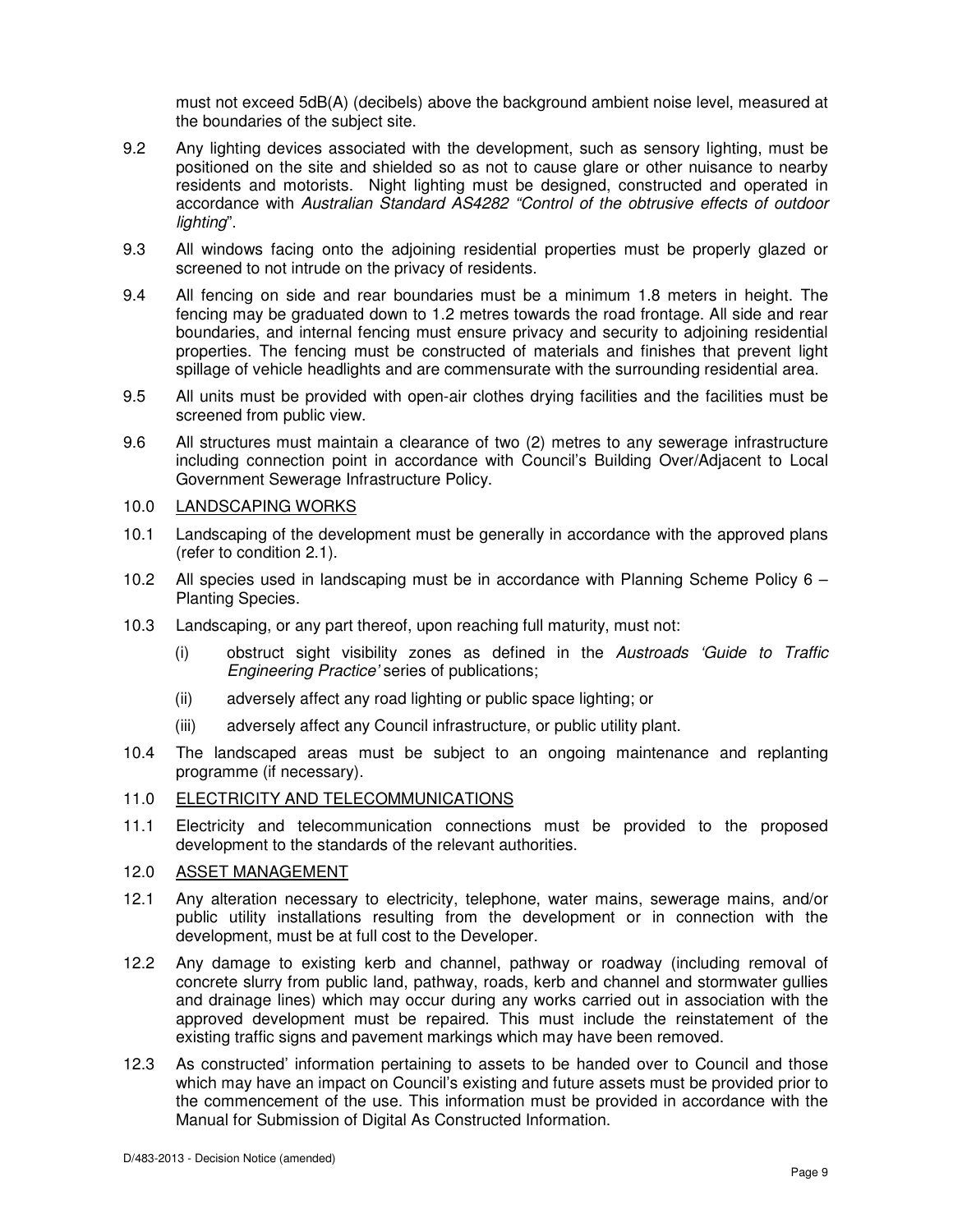must not exceed 5dB(A) (decibels) above the background ambient noise level, measured at the boundaries of the subject site.

9.2 Any lighting devices associated with the development, such as sensory lighting, must be positioned on the site and shielded so as not to cause glare or other nuisance to nearby residents and motorists. Night lighting must be designed, constructed and operated in accordance with *Australian Standard AS4282 "Control of the obtrusive effects of outdoor lighting*".

9.3 All windows facing onto the adjoining residential properties must be properly glazed or screened to not intrude on the privacy of residents.

9.4 All fencing on side and rear boundaries must be a minimum 1.8 meters in height. The fencing may be graduated down to 1.2 metres towards the road frontage. All side and rear boundaries, and internal fencing must ensure privacy and security to adjoining residential properties. The fencing must be constructed of materials and finishes that prevent light spillage of vehicle headlights and are commensurate with the surrounding residential area.

9.5 All units must be provided with open-air clothes drying facilities and the facilities must be screened from public view.

9.6 All structures must maintain a clearance of two (2) metres to any sewerage infrastructure including connection point in accordance with Council's Building Over/Adjacent to Local Government Sewerage Infrastructure Policy.

## 10.0 LANDSCAPING WORKS

10.1 Landscaping of the development must be generally in accordance with the approved plans (refer to condition 2.1).

10.2 All species used in landscaping must be in accordance with Planning Scheme Policy 6 – Planting Species.

10.3 Landscaping, or any part thereof, upon reaching full maturity, must not:

- (i) obstruct sight visibility zones as defined in the *Austroads 'Guide to Traffic Engineering Practice'* series of publications;
- (ii) adversely affect any road lighting or public space lighting; or
- (iii) adversely affect any Council infrastructure, or public utility plant.

10.4 The landscaped areas must be subject to an ongoing maintenance and replanting programme (if necessary).

## 11.0 ELECTRICITY AND TELECOMMUNICATIONS

11.1 Electricity and telecommunication connections must be provided to the proposed development to the standards of the relevant authorities.

## 12.0 ASSET MANAGEMENT

12.1 Any alteration necessary to electricity, telephone, water mains, sewerage mains, and/or public utility installations resulting from the development or in connection with the development, must be at full cost to the Developer.

12.2 Any damage to existing kerb and channel, pathway or roadway (including removal of concrete slurry from public land, pathway, roads, kerb and channel and stormwater gullies and drainage lines) which may occur during any works carried out in association with the approved development must be repaired. This must include the reinstatement of the existing traffic signs and pavement markings which may have been removed.

12.3 As constructed' information pertaining to assets to be handed over to Council and those which may have an impact on Council's existing and future assets must be provided prior to the commencement of the use. This information must be provided in accordance with the Manual for Submission of Digital As Constructed Information.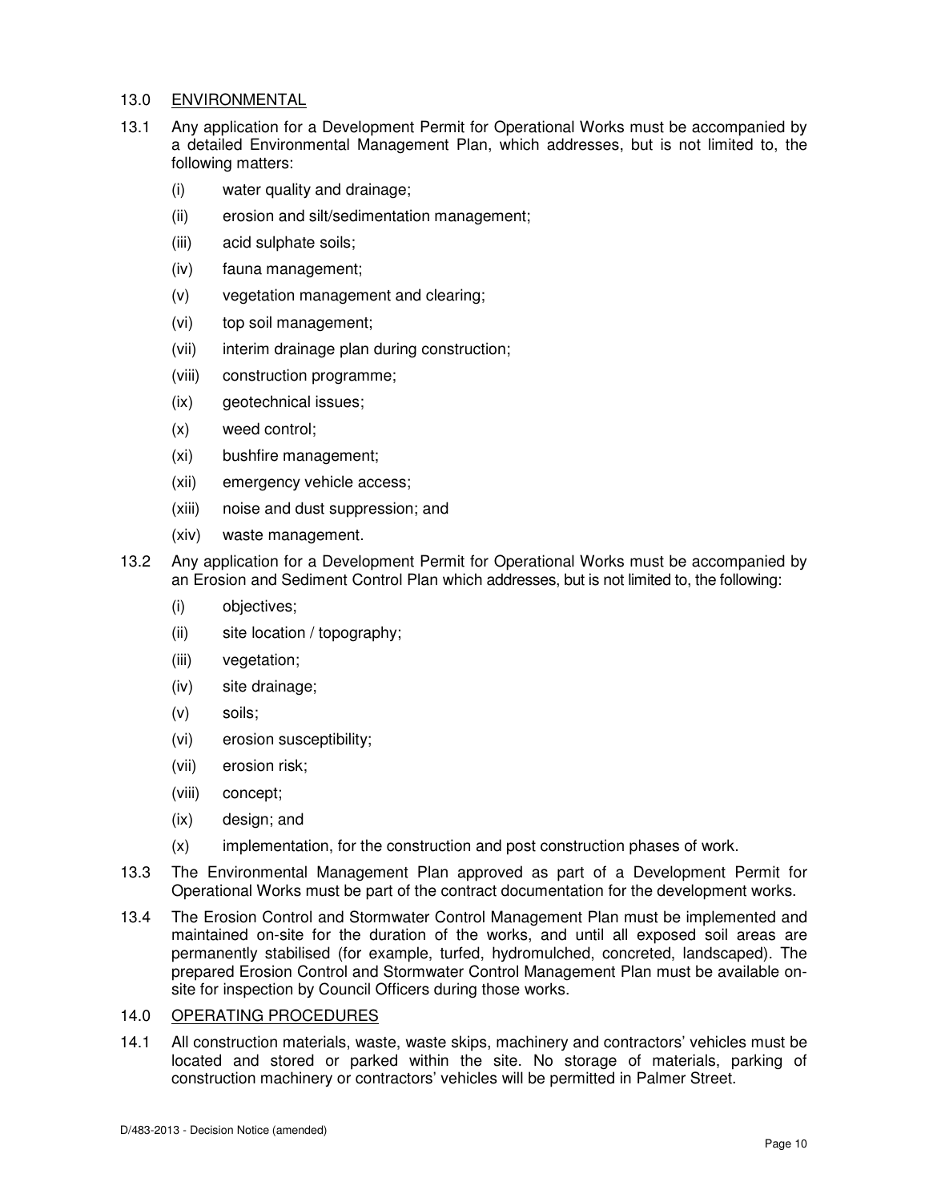## 13.0 ENVIRONMENTAL

13.1 Any application for a Development Permit for Operational Works must be accompanied by a detailed Environmental Management Plan, which addresses, but is not limited to, the following matters:

- (i) water quality and drainage;
- (ii) erosion and silt/sedimentation management;
- (iii) acid sulphate soils;
- (iv) fauna management;
- (v) vegetation management and clearing;
- (vi) top soil management;
- (vii) interim drainage plan during construction;
- (viii) construction programme;
- (ix) geotechnical issues;
- (x) weed control;
- (xi) bushfire management;
- (xii) emergency vehicle access;
- (xiii) noise and dust suppression; and
- (xiv) waste management.

13.2 Any application for a Development Permit for Operational Works must be accompanied by an Erosion and Sediment Control Plan which addresses, but is not limited to, the following:

- (i) objectives;
- (ii) site location / topography;
- (iii) vegetation;
- (iv) site drainage;
- (v) soils;
- (vi) erosion susceptibility;
- (vii) erosion risk;
- (viii) concept;
- (ix) design; and
- (x) implementation, for the construction and post construction phases of work.

13.3 The Environmental Management Plan approved as part of a Development Permit for Operational Works must be part of the contract documentation for the development works.

13.4 The Erosion Control and Stormwater Control Management Plan must be implemented and maintained on-site for the duration of the works, and until all exposed soil areas are permanently stabilised (for example, turfed, hydromulched, concreted, landscaped). The prepared Erosion Control and Stormwater Control Management Plan must be available on-site for inspection by Council Officers during those works.

## 14.0 OPERATING PROCEDURES

14.1 All construction materials, waste, waste skips, machinery and contractors' vehicles must be located and stored or parked within the site. No storage of materials, parking of construction machinery or contractors' vehicles will be permitted in Palmer Street.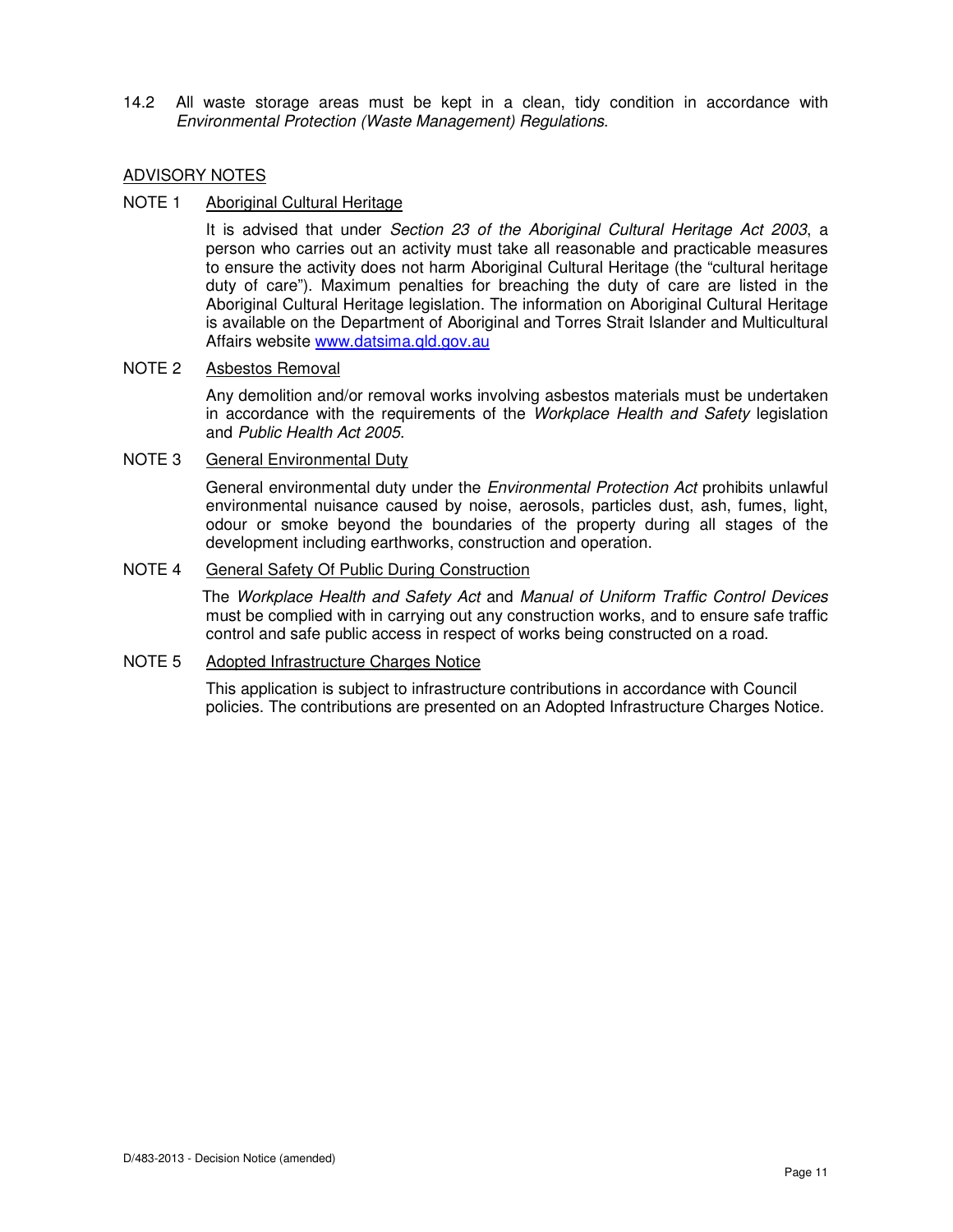14.2 All waste storage areas must be kept in a clean, tidy condition in accordance with *Environmental Protection (Waste Management) Regulations*.

## ADVISORY NOTES

NOTE 1 Aboriginal Cultural Heritage

It is advised that under *Section 23 of the Aboriginal Cultural Heritage Act 2003*, a person who carries out an activity must take all reasonable and practicable measures to ensure the activity does not harm Aboriginal Cultural Heritage (the "cultural heritage duty of care"). Maximum penalties for breaching the duty of care are listed in the Aboriginal Cultural Heritage legislation. The information on Aboriginal Cultural Heritage is available on the Department of Aboriginal and Torres Strait Islander and Multicultural Affairs website www.datsima.qld.gov.au

NOTE 2 Asbestos Removal

Any demolition and/or removal works involving asbestos materials must be undertaken in accordance with the requirements of the *Workplace Health and Safety* legislation and *Public Health Act 2005*.

NOTE 3 General Environmental Duty

General environmental duty under the *Environmental Protection Act* prohibits unlawful environmental nuisance caused by noise, aerosols, particles dust, ash, fumes, light, odour or smoke beyond the boundaries of the property during all stages of the development including earthworks, construction and operation.

NOTE 4 General Safety Of Public During Construction

The *Workplace Health and Safety Act* and *Manual of Uniform Traffic Control Devices* must be complied with in carrying out any construction works, and to ensure safe traffic control and safe public access in respect of works being constructed on a road.

NOTE 5 Adopted Infrastructure Charges Notice

This application is subject to infrastructure contributions in accordance with Council policies. The contributions are presented on an Adopted Infrastructure Charges Notice.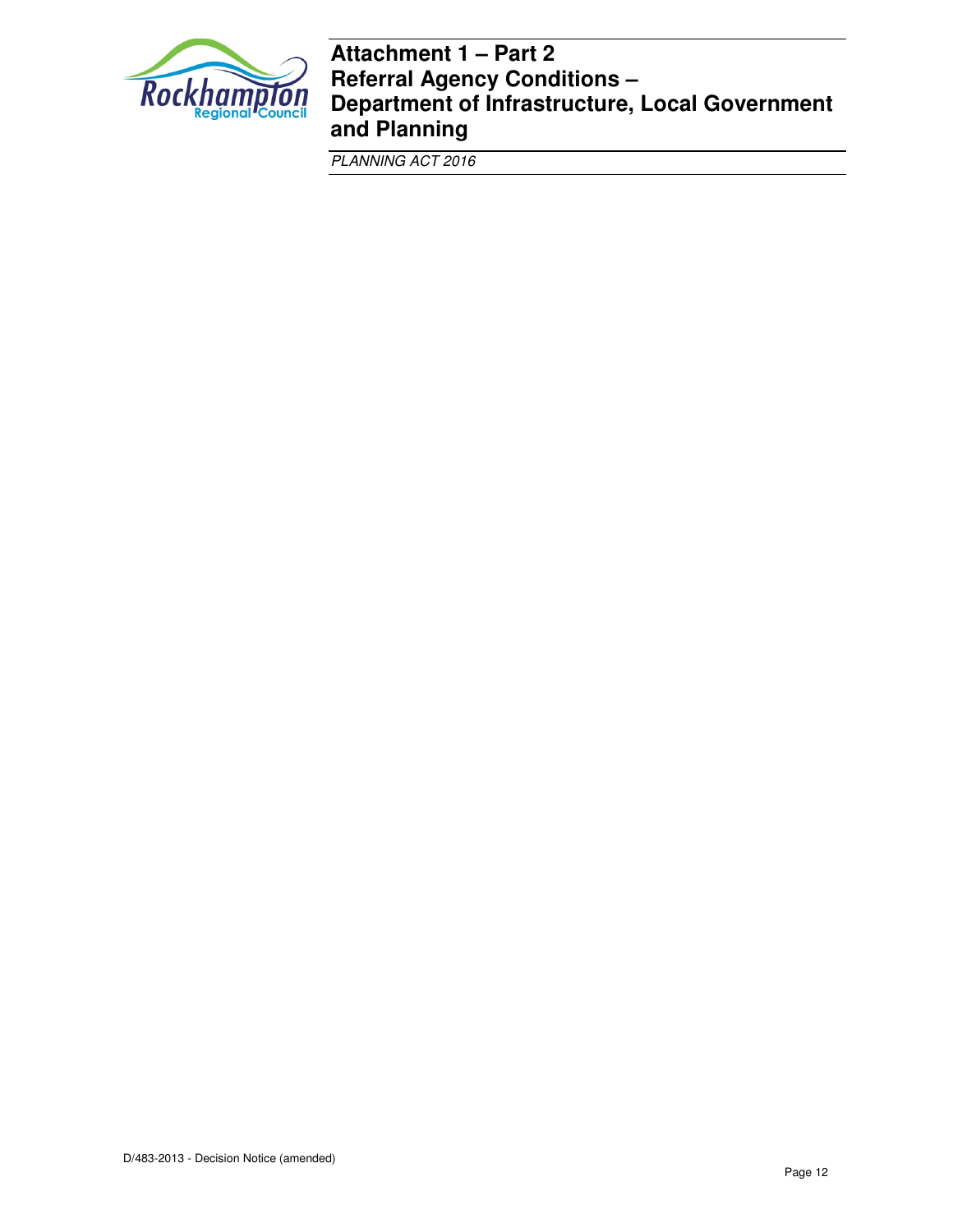# Attachment 1 – Part 2
# Referral Agency Conditions – Department of Infrastructure, Local Government and Planning

*PLANNING ACT 2016*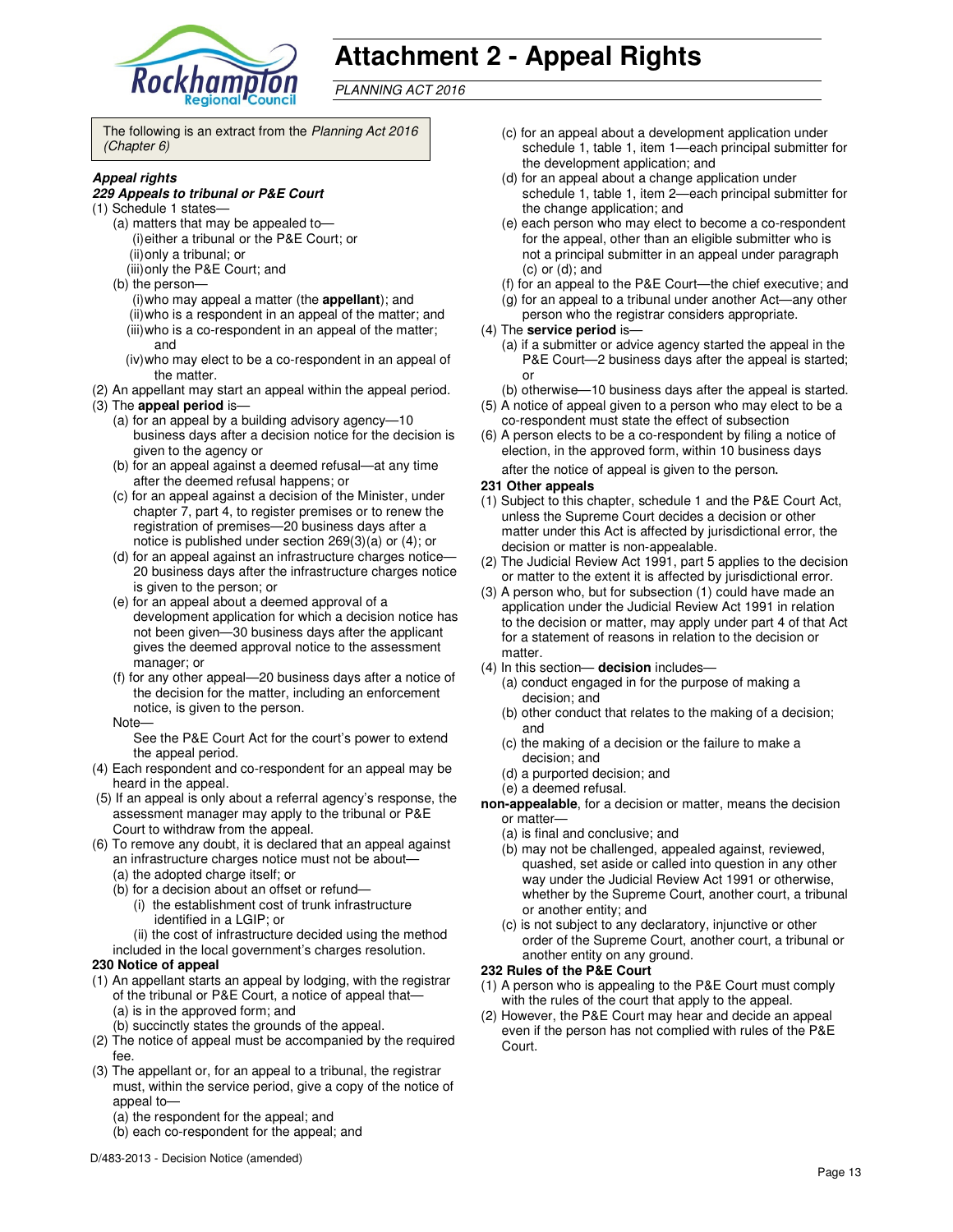# Attachment 2 - Appeal Rights

*PLANNING ACT 2016*

The following is an extract from the *Planning Act 2016 (Chapter 6)*

***Appeal rights***

***229 Appeals to tribunal or P&E Court***

(1) Schedule 1 states—

(a) matters that may be appealed to—

(i) either a tribunal or the P&E Court; or

(ii) only a tribunal; or

(iii) only the P&E Court; and

(b) the person—

(i) who may appeal a matter (the **appellant**); and

(ii) who is a respondent in an appeal of the matter; and

(iii) who is a co-respondent in an appeal of the matter; and

(iv) who may elect to be a co-respondent in an appeal of the matter.

(2) An appellant may start an appeal within the appeal period.

(3) The **appeal period** is—

(a) for an appeal by a building advisory agency—10 business days after a decision notice for the decision is given to the agency or

(b) for an appeal against a deemed refusal—at any time after the deemed refusal happens; or

(c) for an appeal against a decision of the Minister, under chapter 7, part 4, to register premises or to renew the registration of premises—20 business days after a notice is published under section 269(3)(a) or (4); or

(d) for an appeal against an infrastructure charges notice—20 business days after the infrastructure charges notice is given to the person; or

(e) for an appeal about a deemed approval of a development application for which a decision notice has not been given—30 business days after the applicant gives the deemed approval notice to the assessment manager; or

(f) for any other appeal—20 business days after a notice of the decision for the matter, including an enforcement notice, is given to the person.

Note—

See the P&E Court Act for the court's power to extend the appeal period.

(4) Each respondent and co-respondent for an appeal may be heard in the appeal.

(5) If an appeal is only about a referral agency's response, the assessment manager may apply to the tribunal or P&E Court to withdraw from the appeal.

(6) To remove any doubt, it is declared that an appeal against an infrastructure charges notice must not be about—

(a) the adopted charge itself; or

(b) for a decision about an offset or refund—

(i) the establishment cost of trunk infrastructure identified in a LGIP; or

(ii) the cost of infrastructure decided using the method included in the local government's charges resolution.

**230 Notice of appeal**

(1) An appellant starts an appeal by lodging, with the registrar of the tribunal or P&E Court, a notice of appeal that—

(a) is in the approved form; and

(b) succinctly states the grounds of the appeal.

(2) The notice of appeal must be accompanied by the required fee.

(3) The appellant or, for an appeal to a tribunal, the registrar must, within the service period, give a copy of the notice of appeal to—

(a) the respondent for the appeal; and

(b) each co-respondent for the appeal; and

(c) for an appeal about a development application under schedule 1, table 1, item 1—each principal submitter for the development application; and

(d) for an appeal about a change application under schedule 1, table 1, item 2—each principal submitter for the change application; and

(e) each person who may elect to become a co-respondent for the appeal, other than an eligible submitter who is not a principal submitter in an appeal under paragraph (c) or (d); and

(f) for an appeal to the P&E Court—the chief executive; and

(g) for an appeal to a tribunal under another Act—any other person who the registrar considers appropriate.

(4) The **service period** is—

(a) if a submitter or advice agency started the appeal in the P&E Court—2 business days after the appeal is started; or

(b) otherwise—10 business days after the appeal is started.

(5) A notice of appeal given to a person who may elect to be a co-respondent must state the effect of subsection

(6) A person elects to be a co-respondent by filing a notice of election, in the approved form, within 10 business days after the notice of appeal is given to the person.

**231 Other appeals**

(1) Subject to this chapter, schedule 1 and the P&E Court Act, unless the Supreme Court decides a decision or other matter under this Act is affected by jurisdictional error, the decision or matter is non-appealable.

(2) The Judicial Review Act 1991, part 5 applies to the decision or matter to the extent it is affected by jurisdictional error.

(3) A person who, but for subsection (1) could have made an application under the Judicial Review Act 1991 in relation to the decision or matter, may apply under part 4 of that Act for a statement of reasons in relation to the decision or matter.

(4) In this section— **decision** includes—

(a) conduct engaged in for the purpose of making a decision; and

(b) other conduct that relates to the making of a decision; and

(c) the making of a decision or the failure to make a decision; and

(d) a purported decision; and

(e) a deemed refusal.

**non-appealable**, for a decision or matter, means the decision or matter—

(a) is final and conclusive; and

(b) may not be challenged, appealed against, reviewed, quashed, set aside or called into question in any other way under the Judicial Review Act 1991 or otherwise, whether by the Supreme Court, another court, a tribunal or another entity; and

(c) is not subject to any declaratory, injunctive or other order of the Supreme Court, another court, a tribunal or another entity on any ground.

**232 Rules of the P&E Court**

(1) A person who is appealing to the P&E Court must comply with the rules of the court that apply to the appeal.

(2) However, the P&E Court may hear and decide an appeal even if the person has not complied with rules of the P&E Court.

D/483-2013 - Decision Notice (amended)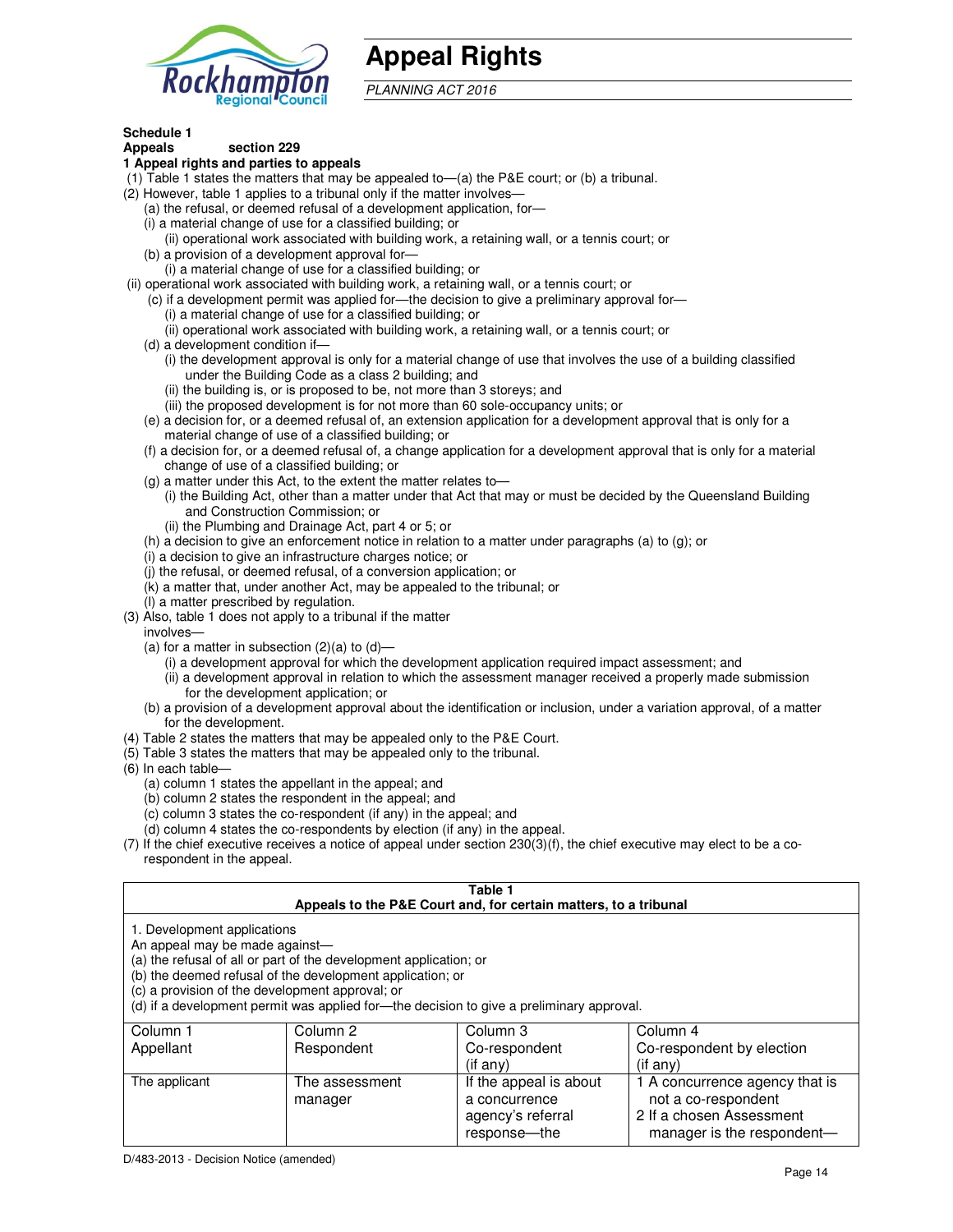# Appeal Rights

*PLANNING ACT 2016*

**Schedule 1**
**Appeals section 229**
**1 Appeal rights and parties to appeals**

(1) Table 1 states the matters that may be appealed to—(a) the P&E court; or (b) a tribunal.
(2) However, table 1 applies to a tribunal only if the matter involves—
 (a) the refusal, or deemed refusal of a development application, for—
 (i) a material change of use for a classified building; or
  (ii) operational work associated with building work, a retaining wall, or a tennis court; or
 (b) a provision of a development approval for—
  (i) a material change of use for a classified building; or
 (ii) operational work associated with building work, a retaining wall, or a tennis court; or
 (c) if a development permit was applied for—the decision to give a preliminary approval for—
  (i) a material change of use for a classified building; or
  (ii) operational work associated with building work, a retaining wall, or a tennis court; or
 (d) a development condition if—
  (i) the development approval is only for a material change of use that involves the use of a building classified under the Building Code as a class 2 building; and
  (ii) the building is, or is proposed to be, not more than 3 storeys; and
  (iii) the proposed development is for not more than 60 sole-occupancy units; or
 (e) a decision for, or a deemed refusal of, an extension application for a development approval that is only for a material change of use of a classified building; or
 (f) a decision for, or a deemed refusal of, a change application for a development approval that is only for a material change of use of a classified building; or
 (g) a matter under this Act, to the extent the matter relates to—
  (i) the Building Act, other than a matter under that Act that may or must be decided by the Queensland Building and Construction Commission; or
  (ii) the Plumbing and Drainage Act, part 4 or 5; or
 (h) a decision to give an enforcement notice in relation to a matter under paragraphs (a) to (g); or
 (i) a decision to give an infrastructure charges notice; or
 (j) the refusal, or deemed refusal, of a conversion application; or
 (k) a matter that, under another Act, may be appealed to the tribunal; or
 (l) a matter prescribed by regulation.
(3) Also, table 1 does not apply to a tribunal if the matter involves—
 (a) for a matter in subsection (2)(a) to (d)—
  (i) a development approval for which the development application required impact assessment; and
  (ii) a development approval in relation to which the assessment manager received a properly made submission for the development application; or
 (b) a provision of a development approval about the identification or inclusion, under a variation approval, of a matter for the development.
(4) Table 2 states the matters that may be appealed only to the P&E Court.
(5) Table 3 states the matters that may be appealed only to the tribunal.
(6) In each table—
 (a) column 1 states the appellant in the appeal; and
 (b) column 2 states the respondent in the appeal; and
 (c) column 3 states the co-respondent (if any) in the appeal; and
 (d) column 4 states the co-respondents by election (if any) in the appeal.
(7) If the chief executive receives a notice of appeal under section 230(3)(f), the chief executive may elect to be a co-respondent in the appeal.

**Table 1**
**Appeals to the P&E Court and, for certain matters, to a tribunal**

1. Development applications
An appeal may be made against—
(a) the refusal of all or part of the development application; or
(b) the deemed refusal of the development application; or
(c) a provision of the development approval; or
(d) if a development permit was applied for—the decision to give a preliminary approval.

| Column 1<br>Appellant | Column 2<br>Respondent | Column 3<br>Co-respondent<br>(if any) | Column 4<br>Co-respondent by election<br>(if any) |
|---|---|---|---|
| The applicant | The assessment manager | If the appeal is about a concurrence agency's referral response—the | 1 A concurrence agency that is not a co-respondent<br>2 If a chosen Assessment manager is the respondent— |

D/483-2013 - Decision Notice (amended)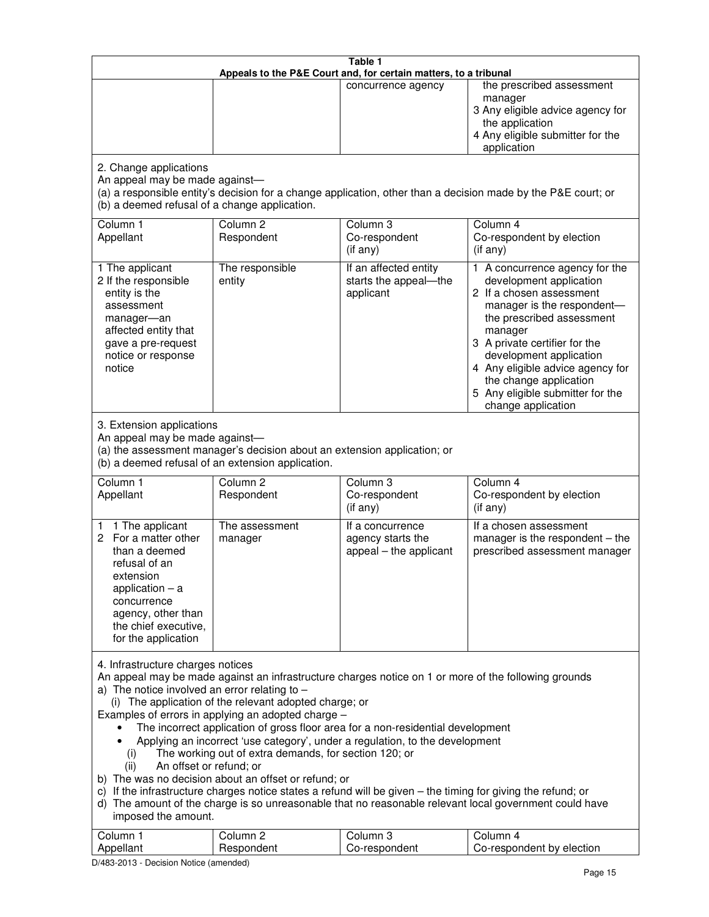**Table 1**
**Appeals to the P&E Court and, for certain matters, to a tribunal**

| | | | |
|---|---|---|---|
| | | concurrence agency | the prescribed assessment manager<br>3 Any eligible advice agency for the application<br>4 Any eligible submitter for the application |

2. Change applications

An appeal may be made against—

(a) a responsible entity's decision for a change application, other than a decision made by the P&E court; or

(b) a deemed refusal of a change application.

| Column 1<br>Appellant | Column 2<br>Respondent | Column 3<br>Co-respondent<br>(if any) | Column 4<br>Co-respondent by election<br>(if any) |
|---|---|---|---|
| 1 The applicant<br>2 If the responsible entity is the assessment manager—an affected entity that gave a pre-request notice or response notice | The responsible entity | If an affected entity starts the appeal—the applicant | 1 A concurrence agency for the development application<br>2 If a chosen assessment manager is the respondent—the prescribed assessment manager<br>3 A private certifier for the development application<br>4 Any eligible advice agency for the change application<br>5 Any eligible submitter for the change application |

3. Extension applications

An appeal may be made against—

(a) the assessment manager's decision about an extension application; or

(b) a deemed refusal of an extension application.

| Column 1<br>Appellant | Column 2<br>Respondent | Column 3<br>Co-respondent<br>(if any) | Column 4<br>Co-respondent by election<br>(if any) |
|---|---|---|---|
| 1 1 The applicant<br>2 For a matter other than a deemed refusal of an extension application – a concurrence agency, other than the chief executive, for the application | The assessment manager | If a concurrence agency starts the appeal – the applicant | If a chosen assessment manager is the respondent – the prescribed assessment manager |

4. Infrastructure charges notices

An appeal may be made against an infrastructure charges notice on 1 or more of the following grounds

a) The notice involved an error relating to –

   (i) The application of the relevant adopted charge; or

Examples of errors in applying an adopted charge –

- The incorrect application of gross floor area for a non-residential development
- Applying an incorrect 'use category', under a regulation, to the development

   (i) The working out of extra demands, for section 120; or

   (ii) An offset or refund; or

b) The was no decision about an offset or refund; or

c) If the infrastructure charges notice states a refund will be given – the timing for giving the refund; or

d) The amount of the charge is so unreasonable that no reasonable relevant local government could have imposed the amount.

| Column 1<br>Appellant | Column 2<br>Respondent | Column 3<br>Co-respondent | Column 4<br>Co-respondent by election |
|---|---|---|---|

D/483-2013 - Decision Notice (amended)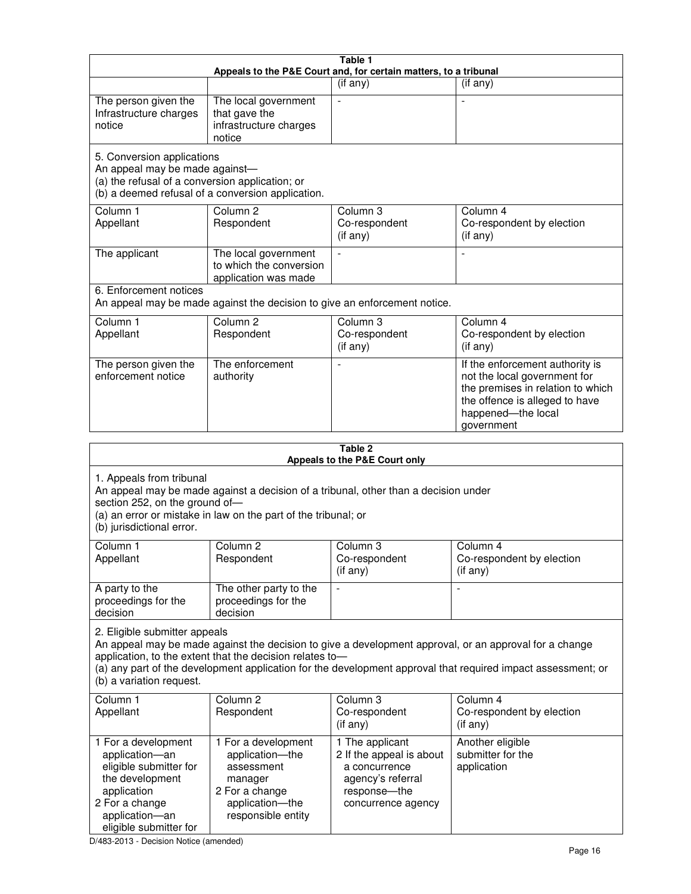| Table 1 | | | |
|---|---|---|---|
| **Appeals to the P&E Court and, for certain matters, to a tribunal** | | | |
| | | (if any) | (if any) |
| The person given the Infrastructure charges notice | The local government that gave the infrastructure charges notice | - | - |
| 5. Conversion applications<br>An appeal may be made against—<br>(a) the refusal of a conversion application; or<br>(b) a deemed refusal of a conversion application. | | | |
| Column 1<br>Appellant | Column 2<br>Respondent | Column 3<br>Co-respondent<br>(if any) | Column 4<br>Co-respondent by election<br>(if any) |
| The applicant | The local government to which the conversion application was made | - | - |
| 6. Enforcement notices<br>An appeal may be made against the decision to give an enforcement notice. | | | |
| Column 1<br>Appellant | Column 2<br>Respondent | Column 3<br>Co-respondent<br>(if any) | Column 4<br>Co-respondent by election<br>(if any) |
| The person given the enforcement notice | The enforcement authority | - | If the enforcement authority is not the local government for the premises in relation to which the offence is alleged to have happened—the local government |

| Table 2 | | | |
|---|---|---|---|
| **Appeals to the P&E Court only** | | | |
| 1. Appeals from tribunal<br>An appeal may be made against a decision of a tribunal, other than a decision under section 252, on the ground of—<br>(a) an error or mistake in law on the part of the tribunal; or<br>(b) jurisdictional error. | | | |
| Column 1<br>Appellant | Column 2<br>Respondent | Column 3<br>Co-respondent<br>(if any) | Column 4<br>Co-respondent by election<br>(if any) |
| A party to the proceedings for the decision | The other party to the proceedings for the decision | - | - |
| 2. Eligible submitter appeals<br>An appeal may be made against the decision to give a development approval, or an approval for a change application, to the extent that the decision relates to—<br>(a) any part of the development application for the development approval that required impact assessment; or<br>(b) a variation request. | | | |
| Column 1<br>Appellant | Column 2<br>Respondent | Column 3<br>Co-respondent<br>(if any) | Column 4<br>Co-respondent by election<br>(if any) |
| 1 For a development application—an eligible submitter for the development application<br>2 For a change application—an eligible submitter for | 1 For a development application—the assessment manager<br>2 For a change application—the responsible entity | 1 The applicant<br>2 If the appeal is about a concurrence agency's referral response—the concurrence agency | Another eligible submitter for the application |

D/483-2013 - Decision Notice (amended)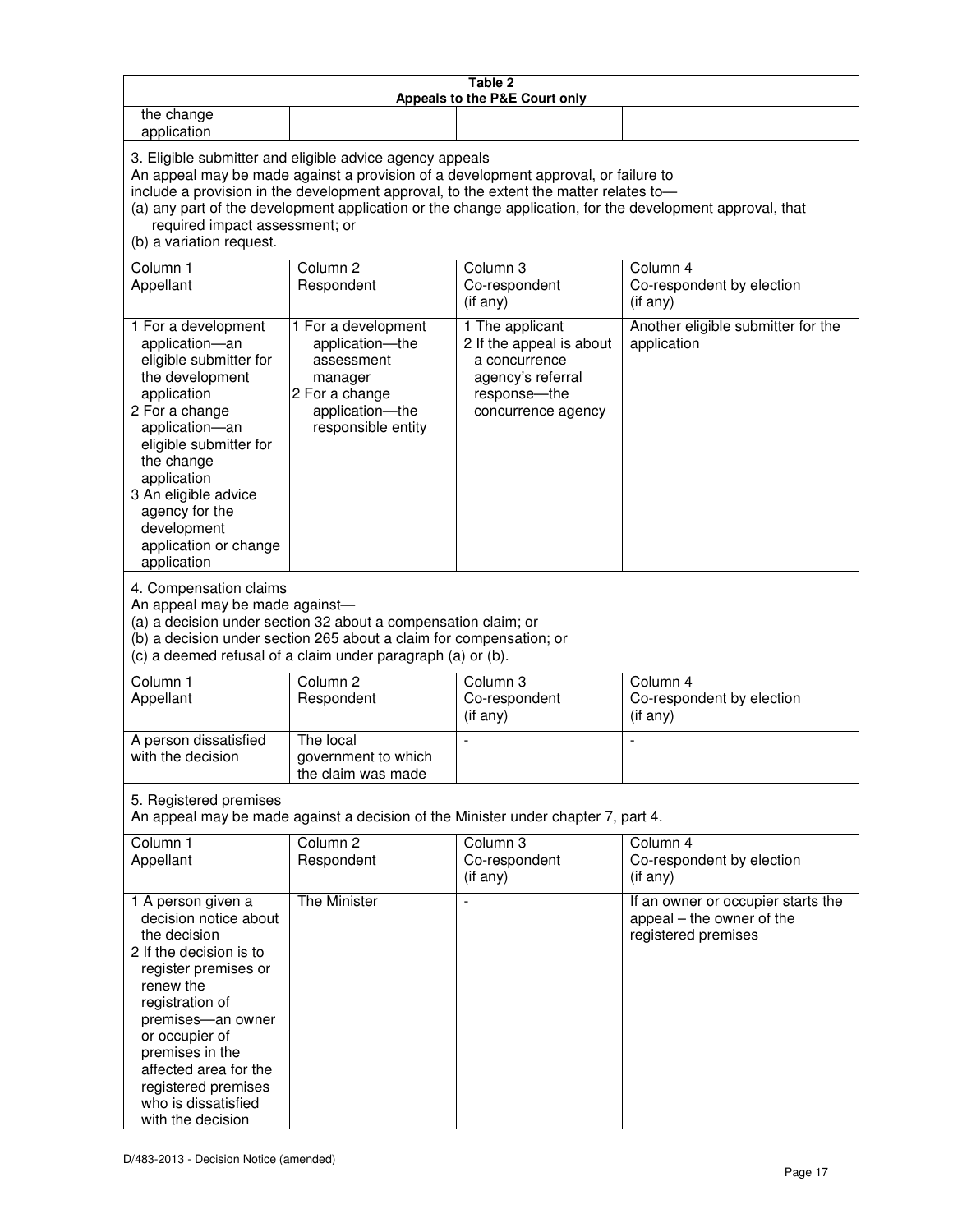| Table 2<br>Appeals to the P&E Court only | | | |
|---|---|---|---|
| the change application | | | |
| **3. Eligible submitter and eligible advice agency appeals**<br>An appeal may be made against a provision of a development approval, or failure to include a provision in the development approval, to the extent the matter relates to—<br>(a) any part of the development application or the change application, for the development approval, that required impact assessment; or<br>(b) a variation request. | | | |
| Column 1<br>Appellant | Column 2<br>Respondent | Column 3<br>Co-respondent<br>(if any) | Column 4<br>Co-respondent by election<br>(if any) |
| 1 For a development application—an eligible submitter for the development application<br>2 For a change application—an eligible submitter for the change application<br>3 An eligible advice agency for the development application or change application | 1 For a development application—the assessment manager<br>2 For a change application—the responsible entity | 1 The applicant<br>2 If the appeal is about a concurrence agency's referral response—the concurrence agency | Another eligible submitter for the application |
| **4. Compensation claims**<br>An appeal may be made against—<br>(a) a decision under section 32 about a compensation claim; or<br>(b) a decision under section 265 about a claim for compensation; or<br>(c) a deemed refusal of a claim under paragraph (a) or (b). | | | |
| Column 1<br>Appellant | Column 2<br>Respondent | Column 3<br>Co-respondent<br>(if any) | Column 4<br>Co-respondent by election<br>(if any) |
| A person dissatisfied with the decision | The local government to which the claim was made | - | - |
| **5. Registered premises**<br>An appeal may be made against a decision of the Minister under chapter 7, part 4. | | | |
| Column 1<br>Appellant | Column 2<br>Respondent | Column 3<br>Co-respondent<br>(if any) | Column 4<br>Co-respondent by election<br>(if any) |
| 1 A person given a decision notice about the decision<br>2 If the decision is to register premises or renew the registration of premises—an owner or occupier of premises in the affected area for the registered premises who is dissatisfied with the decision | The Minister | - | If an owner or occupier starts the appeal – the owner of the registered premises |

D/483-2013 - Decision Notice (amended)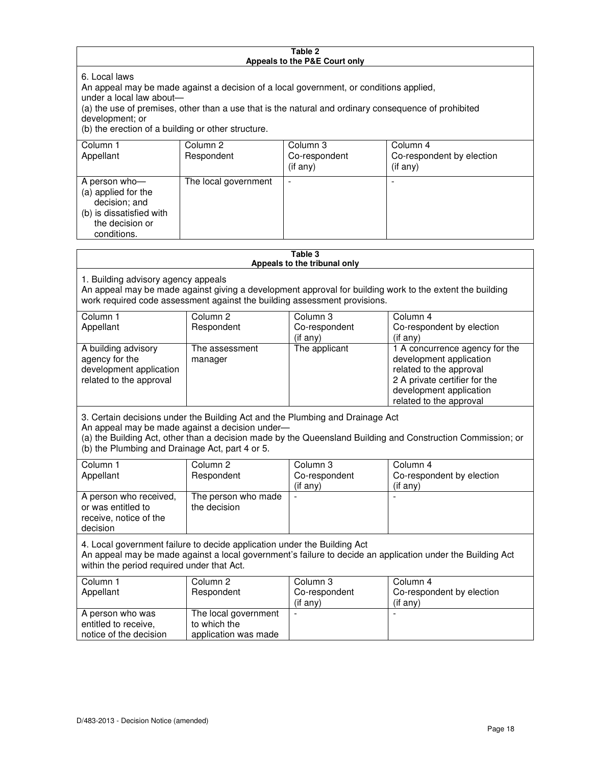**Table 2**
**Appeals to the P&E Court only**

6. Local laws
An appeal may be made against a decision of a local government, or conditions applied, under a local law about—
(a) the use of premises, other than a use that is the natural and ordinary consequence of prohibited development; or
(b) the erection of a building or other structure.

| Column 1<br>Appellant | Column 2<br>Respondent | Column 3<br>Co-respondent<br>(if any) | Column 4<br>Co-respondent by election<br>(if any) |
|---|---|---|---|
| A person who—<br>(a) applied for the decision; and<br>(b) is dissatisfied with the decision or conditions. | The local government | - | - |

**Table 3**
**Appeals to the tribunal only**

1. Building advisory agency appeals
An appeal may be made against giving a development approval for building work to the extent the building work required code assessment against the building assessment provisions.

| Column 1<br>Appellant | Column 2<br>Respondent | Column 3<br>Co-respondent<br>(if any) | Column 4<br>Co-respondent by election<br>(if any) |
|---|---|---|---|
| A building advisory agency for the development application related to the approval | The assessment manager | The applicant | 1 A concurrence agency for the development application related to the approval<br>2 A private certifier for the development application related to the approval |

3. Certain decisions under the Building Act and the Plumbing and Drainage Act
An appeal may be made against a decision under—
(a) the Building Act, other than a decision made by the Queensland Building and Construction Commission; or
(b) the Plumbing and Drainage Act, part 4 or 5.

| Column 1<br>Appellant | Column 2<br>Respondent | Column 3<br>Co-respondent<br>(if any) | Column 4<br>Co-respondent by election<br>(if any) |
|---|---|---|---|
| A person who received, or was entitled to receive, notice of the decision | The person who made the decision | - | - |

4. Local government failure to decide application under the Building Act
An appeal may be made against a local government's failure to decide an application under the Building Act within the period required under that Act.

| Column 1<br>Appellant | Column 2<br>Respondent | Column 3<br>Co-respondent<br>(if any) | Column 4<br>Co-respondent by election<br>(if any) |
|---|---|---|---|
| A person who was entitled to receive, notice of the decision | The local government to which the application was made | - | - |

D/483-2013 - Decision Notice (amended)